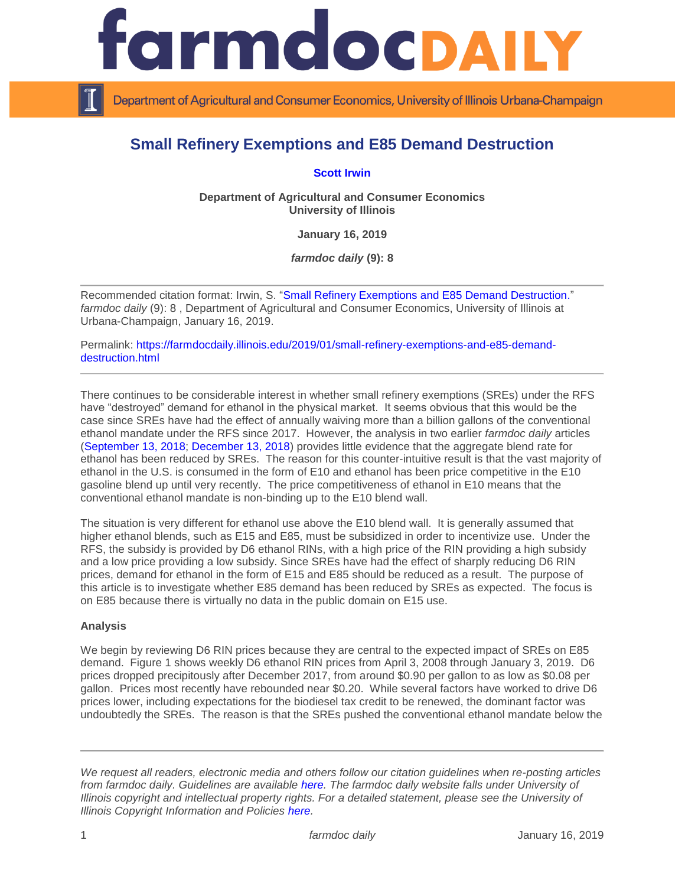# Small Refinery Exemptions and E85 Demand Destruction

**Scott Irwin**

**Department of Agricultural and Consumer Economics**
**University of Illinois**

**January 16, 2019**

***farmdoc daily*** **(9): 8**

---

Recommended citation format: Irwin, S. "Small Refinery Exemptions and E85 Demand Destruction." *farmdoc daily* (9): 8 , Department of Agricultural and Consumer Economics, University of Illinois at Urbana-Champaign, January 16, 2019.

Permalink: https://farmdocdaily.illinois.edu/2019/01/small-refinery-exemptions-and-e85-demand-destruction.html

---

There continues to be considerable interest in whether small refinery exemptions (SREs) under the RFS have "destroyed" demand for ethanol in the physical market. It seems obvious that this would be the case since SREs have had the effect of annually waiving more than a billion gallons of the conventional ethanol mandate under the RFS since 2017. However, the analysis in two earlier *farmdoc daily* articles (September 13, 2018; December 13, 2018) provides little evidence that the aggregate blend rate for ethanol has been reduced by SREs. The reason for this counter-intuitive result is that the vast majority of ethanol in the U.S. is consumed in the form of E10 and ethanol has been price competitive in the E10 gasoline blend up until very recently. The price competitiveness of ethanol in E10 means that the conventional ethanol mandate is non-binding up to the E10 blend wall.

The situation is very different for ethanol use above the E10 blend wall. It is generally assumed that higher ethanol blends, such as E15 and E85, must be subsidized in order to incentivize use. Under the RFS, the subsidy is provided by D6 ethanol RINs, with a high price of the RIN providing a high subsidy and a low price providing a low subsidy. Since SREs have had the effect of sharply reducing D6 RIN prices, demand for ethanol in the form of E15 and E85 should be reduced as a result. The purpose of this article is to investigate whether E85 demand has been reduced by SREs as expected. The focus is on E85 because there is virtually no data in the public domain on E15 use.

**Analysis**

We begin by reviewing D6 RIN prices because they are central to the expected impact of SREs on E85 demand. Figure 1 shows weekly D6 ethanol RIN prices from April 3, 2008 through January 3, 2019. D6 prices dropped precipitously after December 2017, from around $0.90 per gallon to as low as $0.08 per gallon. Prices most recently have rebounded near $0.20. While several factors have worked to drive D6 prices lower, including expectations for the biodiesel tax credit to be renewed, the dominant factor was undoubtedly the SREs. The reason is that the SREs pushed the conventional ethanol mandate below the

---

*We request all readers, electronic media and others follow our citation guidelines when re-posting articles from farmdoc daily. Guidelines are available here. The farmdoc daily website falls under University of Illinois copyright and intellectual property rights. For a detailed statement, please see the University of Illinois Copyright Information and Policies here.*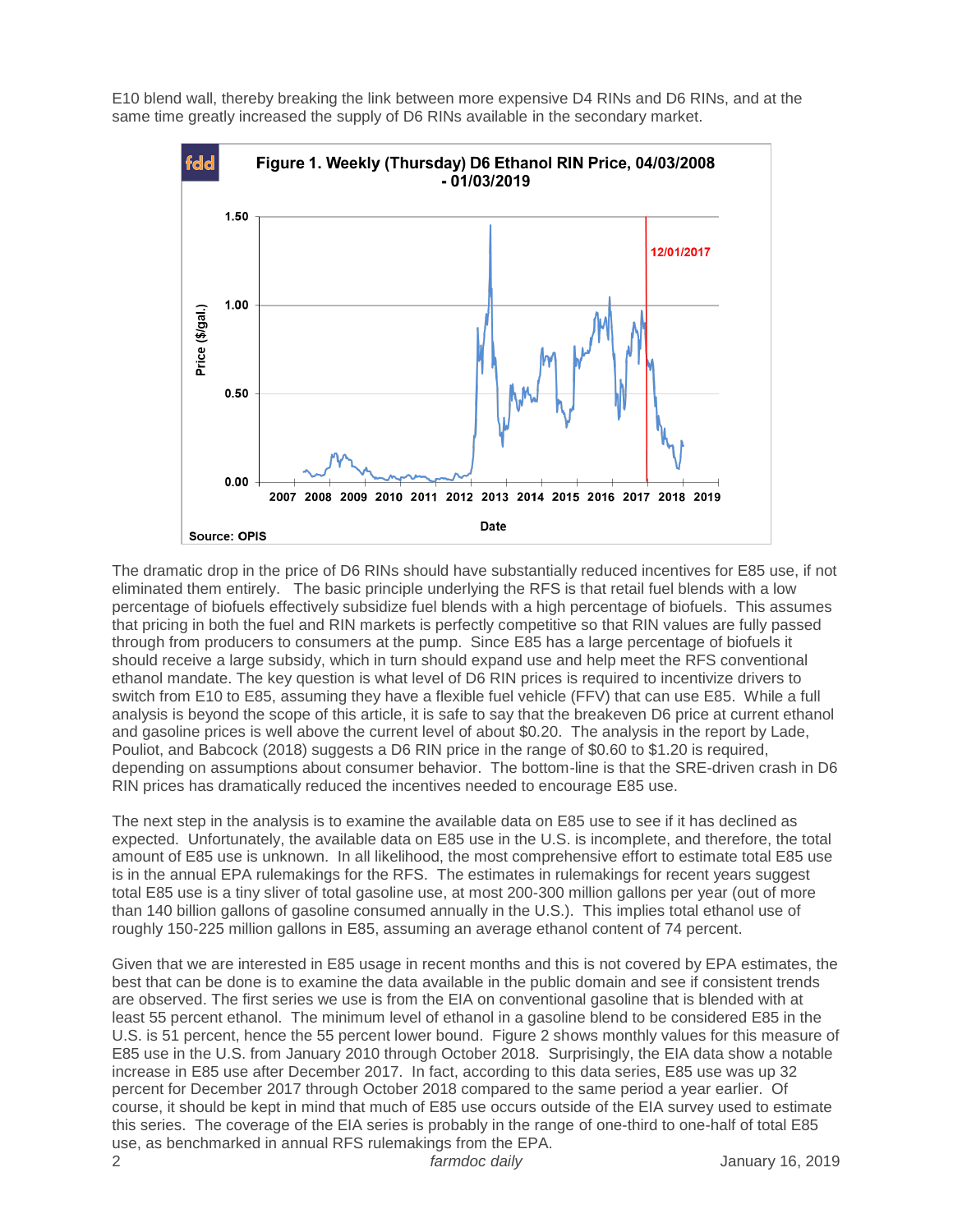E10 blend wall, thereby breaking the link between more expensive D4 RINs and D6 RINs, and at the same time greatly increased the supply of D6 RINs available in the secondary market.

**Figure 1. Weekly (Thursday) D6 Ethanol RIN Price, 04/03/2008 - 01/03/2019**

Source: OPIS

The dramatic drop in the price of D6 RINs should have substantially reduced incentives for E85 use, if not eliminated them entirely. The basic principle underlying the RFS is that retail fuel blends with a low percentage of biofuels effectively subsidize fuel blends with a high percentage of biofuels. This assumes that pricing in both the fuel and RIN markets is perfectly competitive so that RIN values are fully passed through from producers to consumers at the pump. Since E85 has a large percentage of biofuels it should receive a large subsidy, which in turn should expand use and help meet the RFS conventional ethanol mandate. The key question is what level of D6 RIN prices is required to incentivize drivers to switch from E10 to E85, assuming they have a flexible fuel vehicle (FFV) that can use E85. While a full analysis is beyond the scope of this article, it is safe to say that the breakeven D6 price at current ethanol and gasoline prices is well above the current level of about $0.20. The analysis in the report by Lade, Pouliot, and Babcock (2018) suggests a D6 RIN price in the range of $0.60 to $1.20 is required, depending on assumptions about consumer behavior. The bottom-line is that the SRE-driven crash in D6 RIN prices has dramatically reduced the incentives needed to encourage E85 use.

The next step in the analysis is to examine the available data on E85 use to see if it has declined as expected. Unfortunately, the available data on E85 use in the U.S. is incomplete, and therefore, the total amount of E85 use is unknown. In all likelihood, the most comprehensive effort to estimate total E85 use is in the annual EPA rulemakings for the RFS. The estimates in rulemakings for recent years suggest total E85 use is a tiny sliver of total gasoline use, at most 200-300 million gallons per year (out of more than 140 billion gallons of gasoline consumed annually in the U.S.). This implies total ethanol use of roughly 150-225 million gallons in E85, assuming an average ethanol content of 74 percent.

Given that we are interested in E85 usage in recent months and this is not covered by EPA estimates, the best that can be done is to examine the data available in the public domain and see if consistent trends are observed. The first series we use is from the EIA on conventional gasoline that is blended with at least 55 percent ethanol. The minimum level of ethanol in a gasoline blend to be considered E85 in the U.S. is 51 percent, hence the 55 percent lower bound. Figure 2 shows monthly values for this measure of E85 use in the U.S. from January 2010 through October 2018. Surprisingly, the EIA data show a notable increase in E85 use after December 2017. In fact, according to this data series, E85 use was up 32 percent for December 2017 through October 2018 compared to the same period a year earlier. Of course, it should be kept in mind that much of E85 use occurs outside of the EIA survey used to estimate this series. The coverage of the EIA series is probably in the range of one-third to one-half of total E85 use, as benchmarked in annual RFS rulemakings from the EPA.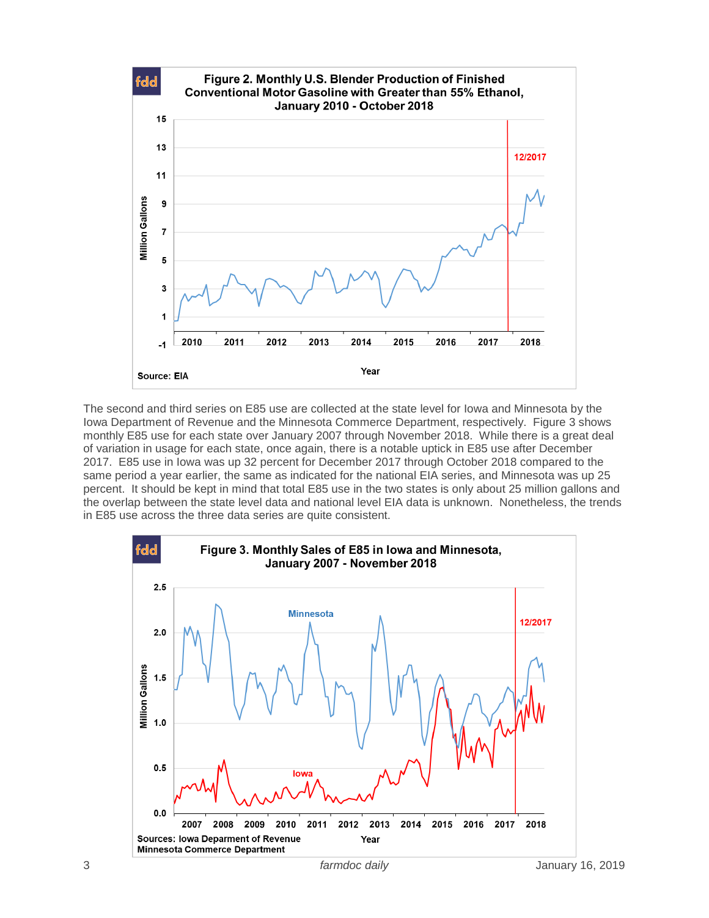**Figure 2. Monthly U.S. Blender Production of Finished Conventional Motor Gasoline with Greater than 55% Ethanol, January 2010 - October 2018**

Source: EIA

The second and third series on E85 use are collected at the state level for Iowa and Minnesota by the Iowa Department of Revenue and the Minnesota Commerce Department, respectively. Figure 3 shows monthly E85 use for each state over January 2007 through November 2018. While there is a great deal of variation in usage for each state, once again, there is a notable uptick in E85 use after December 2017. E85 use in Iowa was up 32 percent for December 2017 through October 2018 compared to the same period a year earlier, the same as indicated for the national EIA series, and Minnesota was up 25 percent. It should be kept in mind that total E85 use in the two states is only about 25 million gallons and the overlap between the state level data and national level EIA data is unknown. Nonetheless, the trends in E85 use across the three data series are quite consistent.

**Figure 3. Monthly Sales of E85 in Iowa and Minnesota, January 2007 - November 2018**

Sources: Iowa Depar​ment of Revenue
Minnesota Commerce Department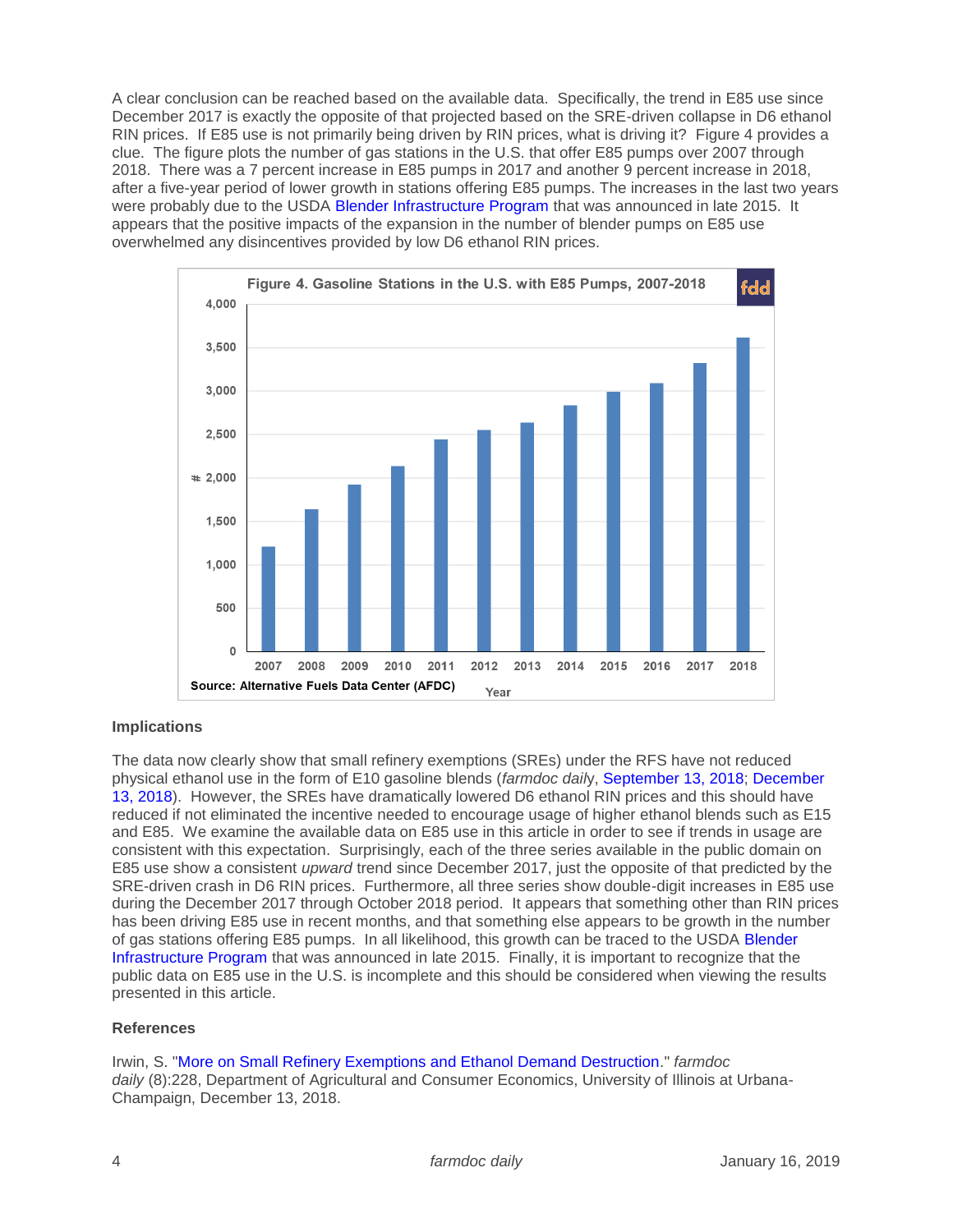A clear conclusion can be reached based on the available data. Specifically, the trend in E85 use since December 2017 is exactly the opposite of that projected based on the SRE-driven collapse in D6 ethanol RIN prices. If E85 use is not primarily being driven by RIN prices, what is driving it? Figure 4 provides a clue. The figure plots the number of gas stations in the U.S. that offer E85 pumps over 2007 through 2018. There was a 7 percent increase in E85 pumps in 2017 and another 9 percent increase in 2018, after a five-year period of lower growth in stations offering E85 pumps. The increases in the last two years were probably due to the USDA Blender Infrastructure Program that was announced in late 2015. It appears that the positive impacts of the expansion in the number of blender pumps on E85 use overwhelmed any disincentives provided by low D6 ethanol RIN prices.

Figure 4. Gasoline Stations in the U.S. with E85 Pumps, 2007-2018

Source: Alternative Fuels Data Center (AFDC)

## Implications

The data now clearly show that small refinery exemptions (SREs) under the RFS have not reduced physical ethanol use in the form of E10 gasoline blends (*farmdoc daily*, September 13, 2018; December 13, 2018). However, the SREs have dramatically lowered D6 ethanol RIN prices and this should have reduced if not eliminated the incentive needed to encourage usage of higher ethanol blends such as E15 and E85. We examine the available data on E85 use in this article in order to see if trends in usage are consistent with this expectation. Surprisingly, each of the three series available in the public domain on E85 use show a consistent *upward* trend since December 2017, just the opposite of that predicted by the SRE-driven crash in D6 RIN prices. Furthermore, all three series show double-digit increases in E85 use during the December 2017 through October 2018 period. It appears that something other than RIN prices has been driving E85 use in recent months, and that something else appears to be growth in the number of gas stations offering E85 pumps. In all likelihood, this growth can be traced to the USDA Blender Infrastructure Program that was announced in late 2015. Finally, it is important to recognize that the public data on E85 use in the U.S. is incomplete and this should be considered when viewing the results presented in this article.

## References

Irwin, S. "More on Small Refinery Exemptions and Ethanol Demand Destruction." *farmdoc daily* (8):228, Department of Agricultural and Consumer Economics, University of Illinois at Urbana-Champaign, December 13, 2018.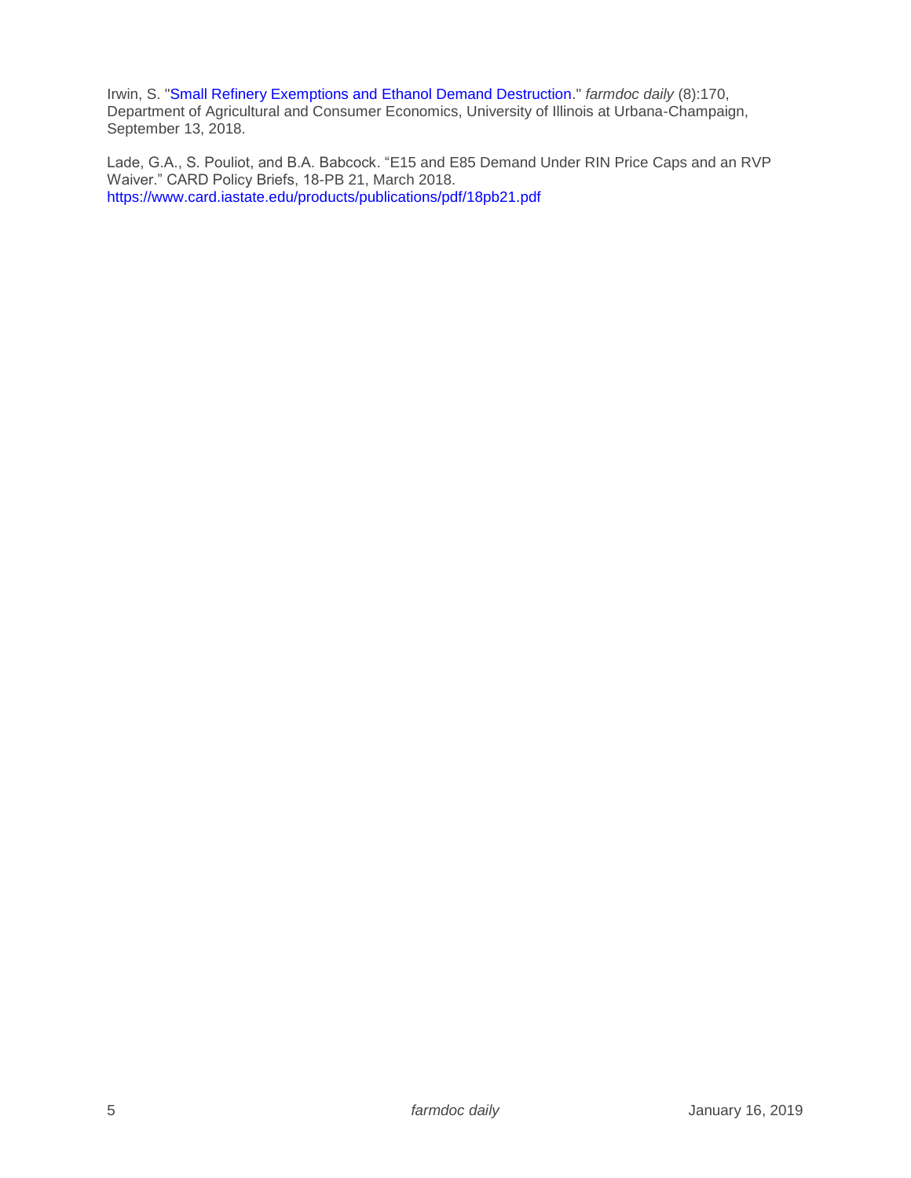Irwin, S. "Small Refinery Exemptions and Ethanol Demand Destruction." *farmdoc daily* (8):170, Department of Agricultural and Consumer Economics, University of Illinois at Urbana-Champaign, September 13, 2018.

Lade, G.A., S. Pouliot, and B.A. Babcock. "E15 and E85 Demand Under RIN Price Caps and an RVP Waiver." CARD Policy Briefs, 18-PB 21, March 2018. https://www.card.iastate.edu/products/publications/pdf/18pb21.pdf